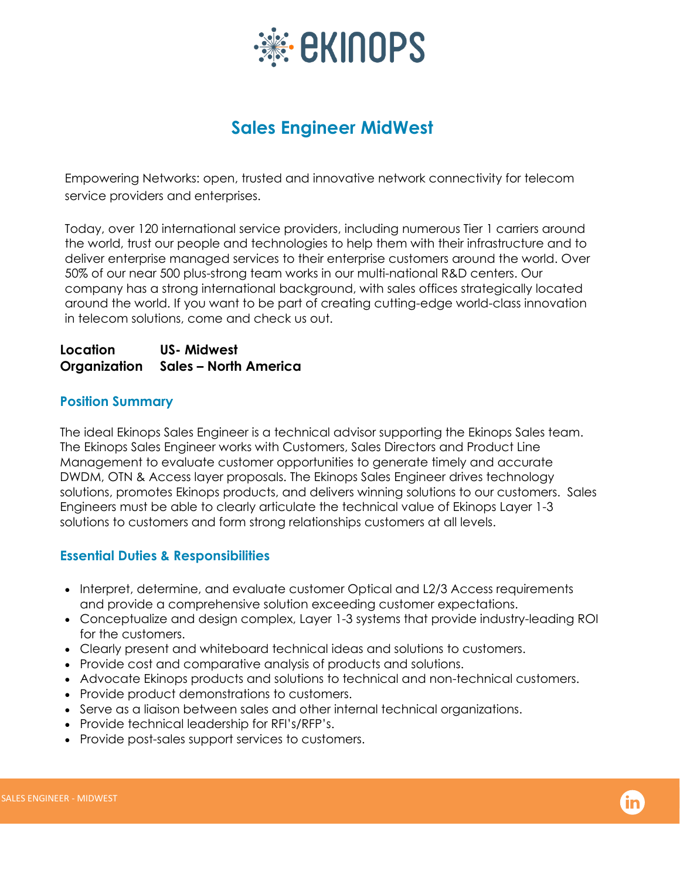# Sales Engineer MidWest

Empowering Networks: open, trusted and innovative network connectivity for telecom service providers and enterprises.

Today, over 120 international service providers, including numerous Tier 1 carriers around the world, trust our people and technologies to help them with their infrastructure and to deliver enterprise managed services to their enterprise customers around the world. Over 50% of our near 500 plus-strong team works in our multi-national R&D centers. Our company has a strong international background, with sales offices strategically located around the world. If you want to be part of creating cutting-edge world-class innovation in telecom solutions, come and check us out.

**Location** **US- Midwest**
**Organization** **Sales – North America**

## Position Summary

The ideal Ekinops Sales Engineer is a technical advisor supporting the Ekinops Sales team. The Ekinops Sales Engineer works with Customers, Sales Directors and Product Line Management to evaluate customer opportunities to generate timely and accurate DWDM, OTN & Access layer proposals. The Ekinops Sales Engineer drives technology solutions, promotes Ekinops products, and delivers winning solutions to our customers. Sales Engineers must be able to clearly articulate the technical value of Ekinops Layer 1-3 solutions to customers and form strong relationships customers at all levels.

## Essential Duties & Responsibilities

- Interpret, determine, and evaluate customer Optical and L2/3 Access requirements and provide a comprehensive solution exceeding customer expectations.
- Conceptualize and design complex, Layer 1-3 systems that provide industry-leading ROI for the customers.
- Clearly present and whiteboard technical ideas and solutions to customers.
- Provide cost and comparative analysis of products and solutions.
- Advocate Ekinops products and solutions to technical and non-technical customers.
- Provide product demonstrations to customers.
- Serve as a liaison between sales and other internal technical organizations.
- Provide technical leadership for RFI's/RFP's.
- Provide post-sales support services to customers.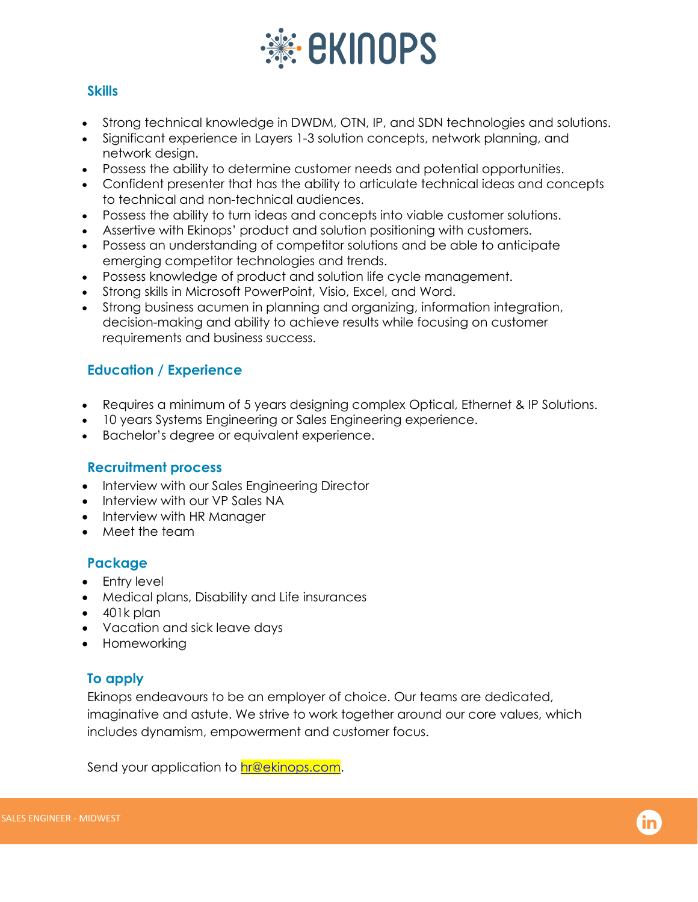## Skills

- Strong technical knowledge in DWDM, OTN, IP, and SDN technologies and solutions.
- Significant experience in Layers 1-3 solution concepts, network planning, and network design.
- Possess the ability to determine customer needs and potential opportunities.
- Confident presenter that has the ability to articulate technical ideas and concepts to technical and non-technical audiences.
- Possess the ability to turn ideas and concepts into viable customer solutions.
- Assertive with Ekinops' product and solution positioning with customers.
- Possess an understanding of competitor solutions and be able to anticipate emerging competitor technologies and trends.
- Possess knowledge of product and solution life cycle management.
- Strong skills in Microsoft PowerPoint, Visio, Excel, and Word.
- Strong business acumen in planning and organizing, information integration, decision-making and ability to achieve results while focusing on customer requirements and business success.

## Education / Experience

- Requires a minimum of 5 years designing complex Optical, Ethernet & IP Solutions.
- 10 years Systems Engineering or Sales Engineering experience.
- Bachelor's degree or equivalent experience.

## Recruitment process

- Interview with our Sales Engineering Director
- Interview with our VP Sales NA
- Interview with HR Manager
- Meet the team

## Package

- Entry level
- Medical plans, Disability and Life insurances
- 401k plan
- Vacation and sick leave days
- Homeworking

## To apply

Ekinops endeavours to be an employer of choice. Our teams are dedicated, imaginative and astute. We strive to work together around our core values, which includes dynamism, empowerment and customer focus.

Send your application to hr@ekinops.com.